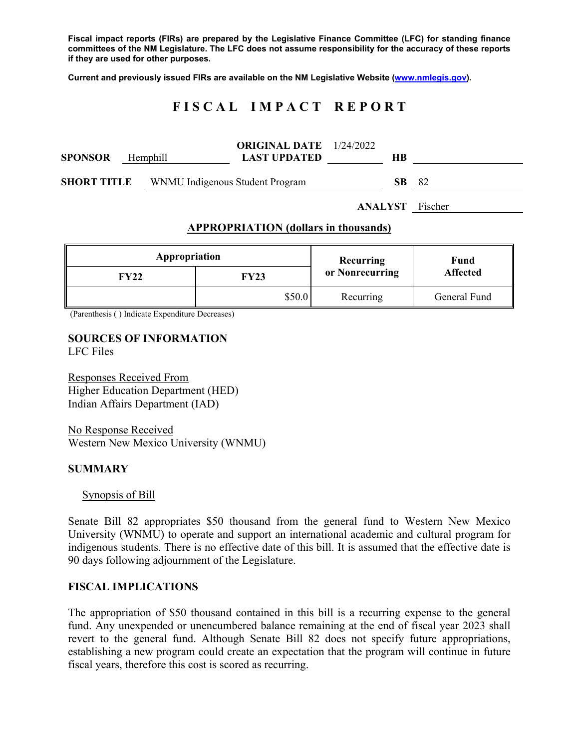**Fiscal impact reports (FIRs) are prepared by the Legislative Finance Committee (LFC) for standing finance committees of the NM Legislature. The LFC does not assume responsibility for the accuracy of these reports if they are used for other purposes.**

**Current and previously issued FIRs are available on the NM Legislative Website (www.nmlegis.gov).**

# F I S C A L   I M P A C T   R E P O R T

**SPONSOR** Hemphill  **ORIGINAL DATE** 1/24/2022  **LAST UPDATED**  **HB**

**SHORT TITLE** WNMU Indigenous Student Program  **SB** 82

**ANALYST** Fischer

## APPROPRIATION (dollars in thousands)

| Appropriation | | Recurring or Nonrecurring | Fund Affected |
|---|---|---|---|
| FY22 | FY23 | | |
| | $50.0 | Recurring | General Fund |

(Parenthesis ( ) Indicate Expenditure Decreases)

**SOURCES OF INFORMATION**
LFC Files

Responses Received From
Higher Education Department (HED)
Indian Affairs Department (IAD)

No Response Received
Western New Mexico University (WNMU)

## SUMMARY

### Synopsis of Bill

Senate Bill 82 appropriates $50 thousand from the general fund to Western New Mexico University (WNMU) to operate and support an international academic and cultural program for indigenous students. There is no effective date of this bill. It is assumed that the effective date is 90 days following adjournment of the Legislature.

## FISCAL IMPLICATIONS

The appropriation of $50 thousand contained in this bill is a recurring expense to the general fund. Any unexpended or unencumbered balance remaining at the end of fiscal year 2023 shall revert to the general fund. Although Senate Bill 82 does not specify future appropriations, establishing a new program could create an expectation that the program will continue in future fiscal years, therefore this cost is scored as recurring.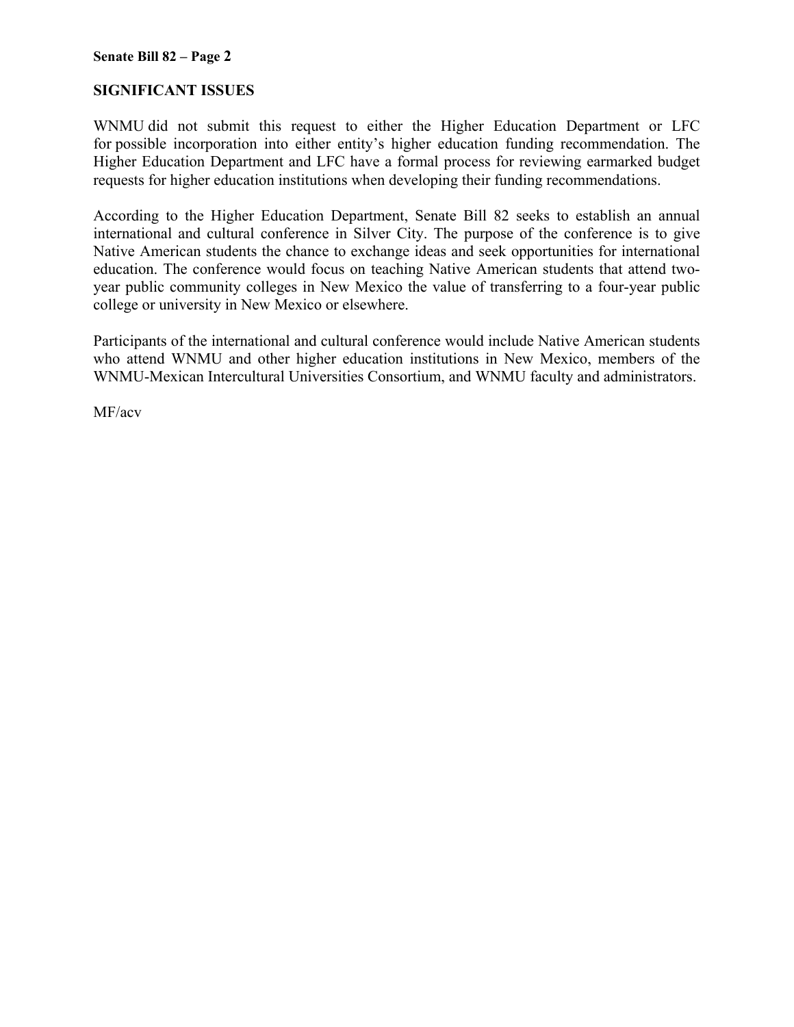## SIGNIFICANT ISSUES

WNMU did not submit this request to either the Higher Education Department or LFC for possible incorporation into either entity's higher education funding recommendation. The Higher Education Department and LFC have a formal process for reviewing earmarked budget requests for higher education institutions when developing their funding recommendations.

According to the Higher Education Department, Senate Bill 82 seeks to establish an annual international and cultural conference in Silver City. The purpose of the conference is to give Native American students the chance to exchange ideas and seek opportunities for international education. The conference would focus on teaching Native American students that attend two-year public community colleges in New Mexico the value of transferring to a four-year public college or university in New Mexico or elsewhere.

Participants of the international and cultural conference would include Native American students who attend WNMU and other higher education institutions in New Mexico, members of the WNMU-Mexican Intercultural Universities Consortium, and WNMU faculty and administrators.

MF/acv